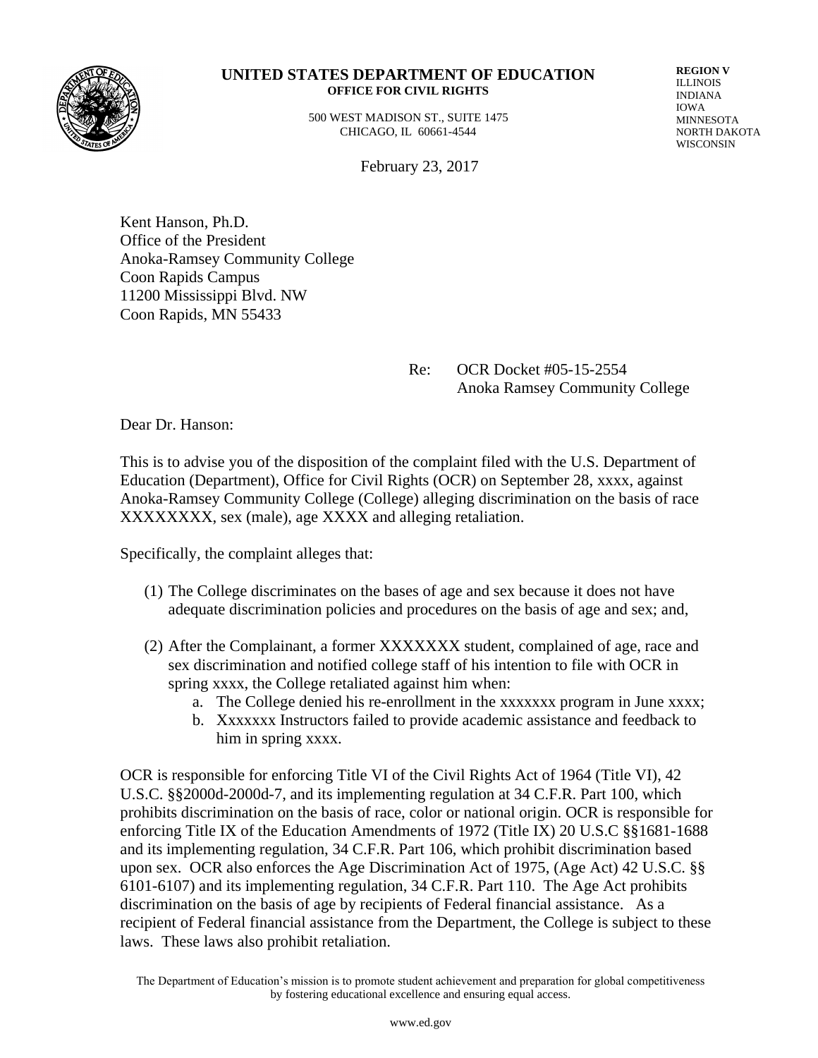**UNITED STATES DEPARTMENT OF EDUCATION**
**OFFICE FOR CIVIL RIGHTS**

500 WEST MADISON ST., SUITE 1475
CHICAGO, IL 60661-4544

**REGION V**
ILLINOIS
INDIANA
IOWA
MINNESOTA
NORTH DAKOTA
WISCONSIN

February 23, 2017

Kent Hanson, Ph.D.
Office of the President
Anoka-Ramsey Community College
Coon Rapids Campus
11200 Mississippi Blvd. NW
Coon Rapids, MN 55433

Re: OCR Docket #05-15-2554
Anoka Ramsey Community College

Dear Dr. Hanson:

This is to advise you of the disposition of the complaint filed with the U.S. Department of Education (Department), Office for Civil Rights (OCR) on September 28, xxxx, against Anoka-Ramsey Community College (College) alleging discrimination on the basis of race XXXXXXXX, sex (male), age XXXX and alleging retaliation.

Specifically, the complaint alleges that:

(1) The College discriminates on the bases of age and sex because it does not have adequate discrimination policies and procedures on the basis of age and sex; and,

(2) After the Complainant, a former XXXXXXX student, complained of age, race and sex discrimination and notified college staff of his intention to file with OCR in spring xxxx, the College retaliated against him when:
   a. The College denied his re-enrollment in the xxxxxxx program in June xxxx;
   b. Xxxxxxx Instructors failed to provide academic assistance and feedback to him in spring xxxx.

OCR is responsible for enforcing Title VI of the Civil Rights Act of 1964 (Title VI), 42 U.S.C. §§2000d-2000d-7, and its implementing regulation at 34 C.F.R. Part 100, which prohibits discrimination on the basis of race, color or national origin. OCR is responsible for enforcing Title IX of the Education Amendments of 1972 (Title IX) 20 U.S.C §§1681-1688 and its implementing regulation, 34 C.F.R. Part 106, which prohibit discrimination based upon sex. OCR also enforces the Age Discrimination Act of 1975, (Age Act) 42 U.S.C. §§ 6101-6107) and its implementing regulation, 34 C.F.R. Part 110. The Age Act prohibits discrimination on the basis of age by recipients of Federal financial assistance. As a recipient of Federal financial assistance from the Department, the College is subject to these laws. These laws also prohibit retaliation.

The Department of Education's mission is to promote student achievement and preparation for global competitiveness by fostering educational excellence and ensuring equal access.

www.ed.gov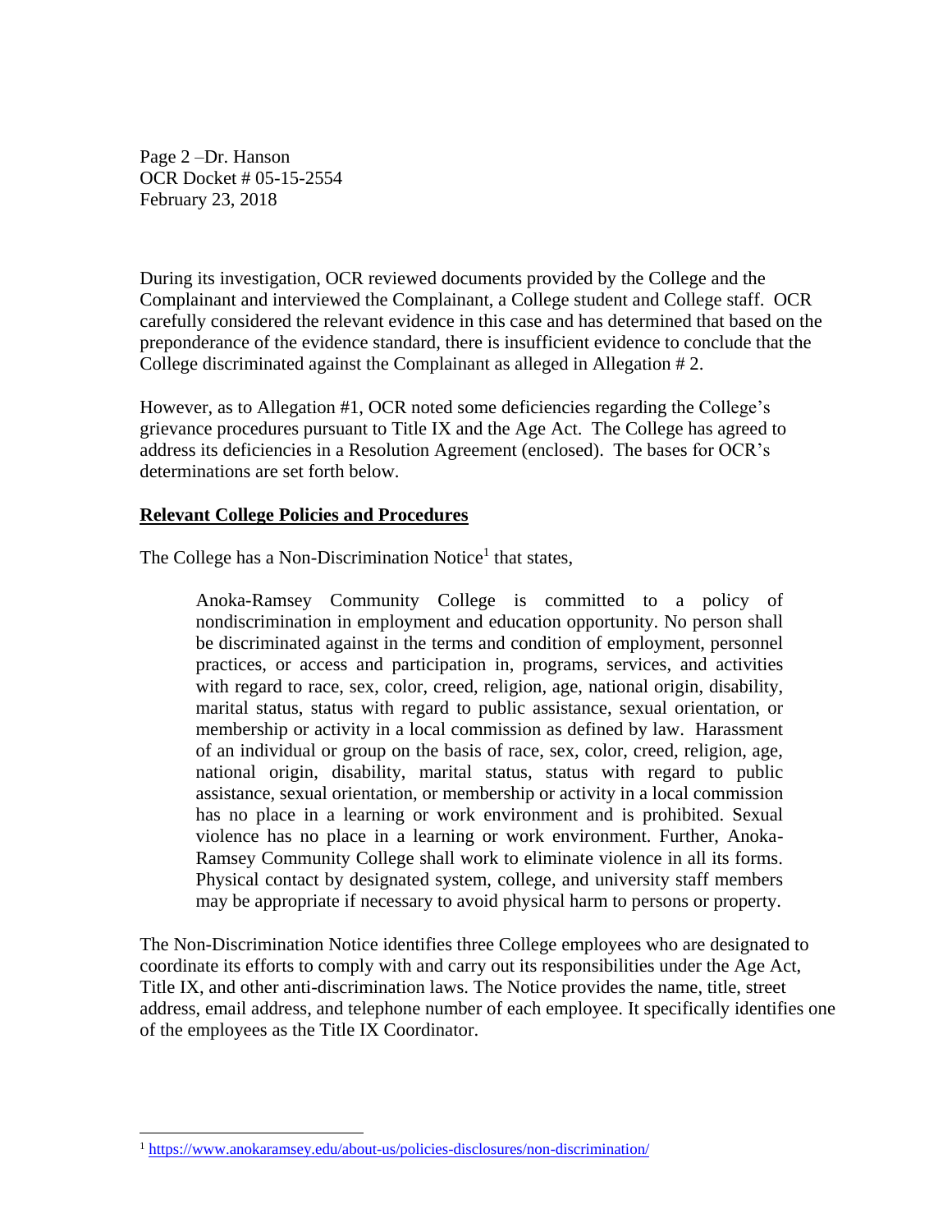During its investigation, OCR reviewed documents provided by the College and the Complainant and interviewed the Complainant, a College student and College staff. OCR carefully considered the relevant evidence in this case and has determined that based on the preponderance of the evidence standard, there is insufficient evidence to conclude that the College discriminated against the Complainant as alleged in Allegation # 2.

However, as to Allegation #1, OCR noted some deficiencies regarding the College's grievance procedures pursuant to Title IX and the Age Act. The College has agreed to address its deficiencies in a Resolution Agreement (enclosed). The bases for OCR's determinations are set forth below.

**Relevant College Policies and Procedures**

The College has a Non-Discrimination Notice[1] that states,

> Anoka-Ramsey Community College is committed to a policy of nondiscrimination in employment and education opportunity. No person shall be discriminated against in the terms and condition of employment, personnel practices, or access and participation in, programs, services, and activities with regard to race, sex, color, creed, religion, age, national origin, disability, marital status, status with regard to public assistance, sexual orientation, or membership or activity in a local commission as defined by law. Harassment of an individual or group on the basis of race, sex, color, creed, religion, age, national origin, disability, marital status, status with regard to public assistance, sexual orientation, or membership or activity in a local commission has no place in a learning or work environment and is prohibited. Sexual violence has no place in a learning or work environment. Further, Anoka-Ramsey Community College shall work to eliminate violence in all its forms. Physical contact by designated system, college, and university staff members may be appropriate if necessary to avoid physical harm to persons or property.

The Non-Discrimination Notice identifies three College employees who are designated to coordinate its efforts to comply with and carry out its responsibilities under the Age Act, Title IX, and other anti-discrimination laws. The Notice provides the name, title, street address, email address, and telephone number of each employee. It specifically identifies one of the employees as the Title IX Coordinator.

[1] https://www.anokaramsey.edu/about-us/policies-disclosures/non-discrimination/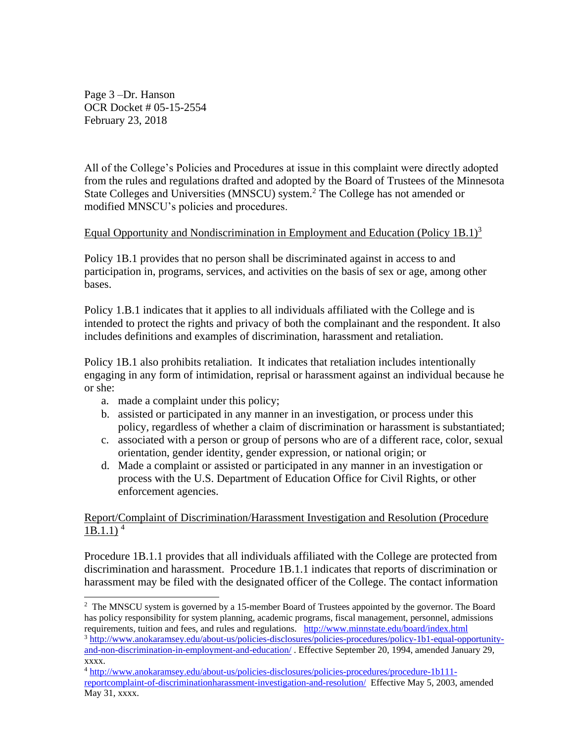All of the College's Policies and Procedures at issue in this complaint were directly adopted from the rules and regulations drafted and adopted by the Board of Trustees of the Minnesota State Colleges and Universities (MNSCU) system.[2] The College has not amended or modified MNSCU's policies and procedures.

Equal Opportunity and Nondiscrimination in Employment and Education (Policy 1B.1)[3]

Policy 1B.1 provides that no person shall be discriminated against in access to and participation in, programs, services, and activities on the basis of sex or age, among other bases.

Policy 1.B.1 indicates that it applies to all individuals affiliated with the College and is intended to protect the rights and privacy of both the complainant and the respondent. It also includes definitions and examples of discrimination, harassment and retaliation.

Policy 1B.1 also prohibits retaliation. It indicates that retaliation includes intentionally engaging in any form of intimidation, reprisal or harassment against an individual because he or she:

a. made a complaint under this policy;
b. assisted or participated in any manner in an investigation, or process under this policy, regardless of whether a claim of discrimination or harassment is substantiated;
c. associated with a person or group of persons who are of a different race, color, sexual orientation, gender identity, gender expression, or national origin; or
d. Made a complaint or assisted or participated in any manner in an investigation or process with the U.S. Department of Education Office for Civil Rights, or other enforcement agencies.

Report/Complaint of Discrimination/Harassment Investigation and Resolution (Procedure 1B.1.1) [4]

Procedure 1B.1.1 provides that all individuals affiliated with the College are protected from discrimination and harassment. Procedure 1B.1.1 indicates that reports of discrimination or harassment may be filed with the designated officer of the College. The contact information

[2] The MNSCU system is governed by a 15-member Board of Trustees appointed by the governor. The Board has policy responsibility for system planning, academic programs, fiscal management, personnel, admissions requirements, tuition and fees, and rules and regulations. http://www.minnstate.edu/board/index.html

[3] http://www.anokaramsey.edu/about-us/policies-disclosures/policies-procedures/policy-1b1-equal-opportunity-and-non-discrimination-in-employment-and-education/ . Effective September 20, 1994, amended January 29, xxxx.

[4] http://www.anokaramsey.edu/about-us/policies-disclosures/policies-procedures/procedure-1b111-reportcomplaint-of-discriminationharassment-investigation-and-resolution/ Effective May 5, 2003, amended May 31, xxxx.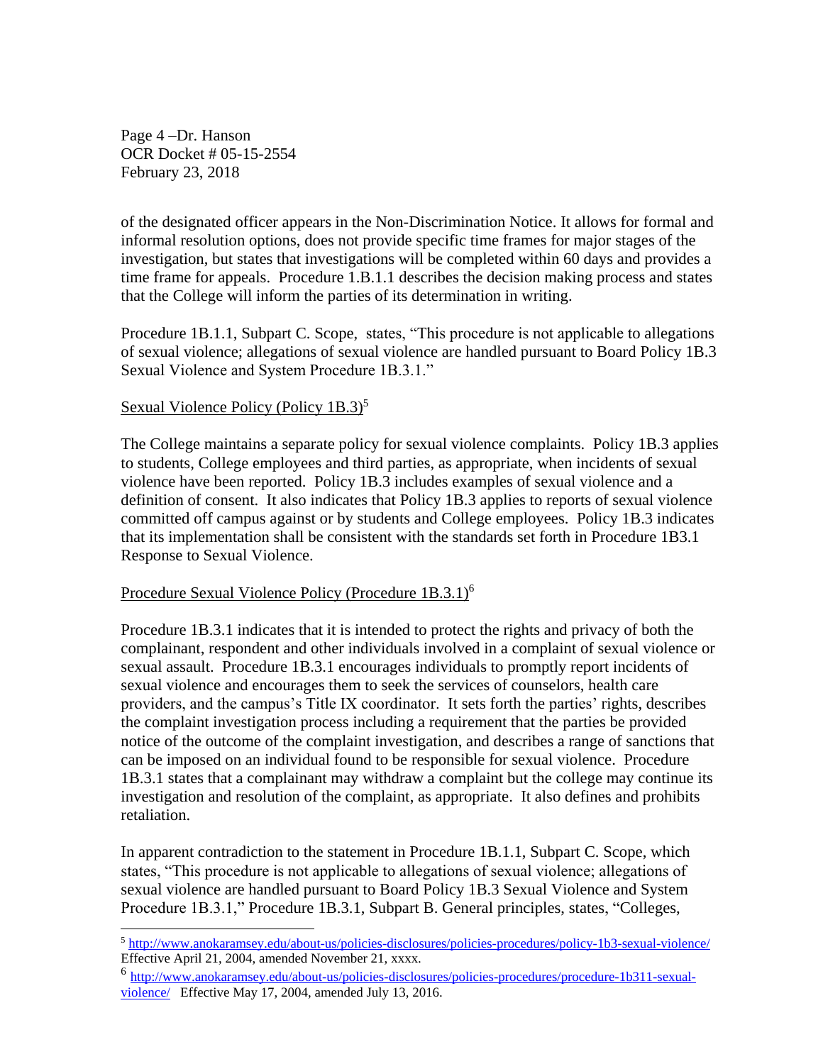of the designated officer appears in the Non-Discrimination Notice. It allows for formal and informal resolution options, does not provide specific time frames for major stages of the investigation, but states that investigations will be completed within 60 days and provides a time frame for appeals. Procedure 1.B.1.1 describes the decision making process and states that the College will inform the parties of its determination in writing.

Procedure 1B.1.1, Subpart C. Scope, states, "This procedure is not applicable to allegations of sexual violence; allegations of sexual violence are handled pursuant to Board Policy 1B.3 Sexual Violence and System Procedure 1B.3.1."

Sexual Violence Policy (Policy 1B.3)[5]

The College maintains a separate policy for sexual violence complaints. Policy 1B.3 applies to students, College employees and third parties, as appropriate, when incidents of sexual violence have been reported. Policy 1B.3 includes examples of sexual violence and a definition of consent. It also indicates that Policy 1B.3 applies to reports of sexual violence committed off campus against or by students and College employees. Policy 1B.3 indicates that its implementation shall be consistent with the standards set forth in Procedure 1B3.1 Response to Sexual Violence.

Procedure Sexual Violence Policy (Procedure 1B.3.1)[6]

Procedure 1B.3.1 indicates that it is intended to protect the rights and privacy of both the complainant, respondent and other individuals involved in a complaint of sexual violence or sexual assault. Procedure 1B.3.1 encourages individuals to promptly report incidents of sexual violence and encourages them to seek the services of counselors, health care providers, and the campus's Title IX coordinator. It sets forth the parties' rights, describes the complaint investigation process including a requirement that the parties be provided notice of the outcome of the complaint investigation, and describes a range of sanctions that can be imposed on an individual found to be responsible for sexual violence. Procedure 1B.3.1 states that a complainant may withdraw a complaint but the college may continue its investigation and resolution of the complaint, as appropriate. It also defines and prohibits retaliation.

In apparent contradiction to the statement in Procedure 1B.1.1, Subpart C. Scope, which states, "This procedure is not applicable to allegations of sexual violence; allegations of sexual violence are handled pursuant to Board Policy 1B.3 Sexual Violence and System Procedure 1B.3.1," Procedure 1B.3.1, Subpart B. General principles, states, "Colleges,

---

[5] http://www.anokaramsey.edu/about-us/policies-disclosures/policies-procedures/policy-1b3-sexual-violence/ Effective April 21, 2004, amended November 21, xxxx.

[6] http://www.anokaramsey.edu/about-us/policies-disclosures/policies-procedures/procedure-1b311-sexual-violence/ Effective May 17, 2004, amended July 13, 2016.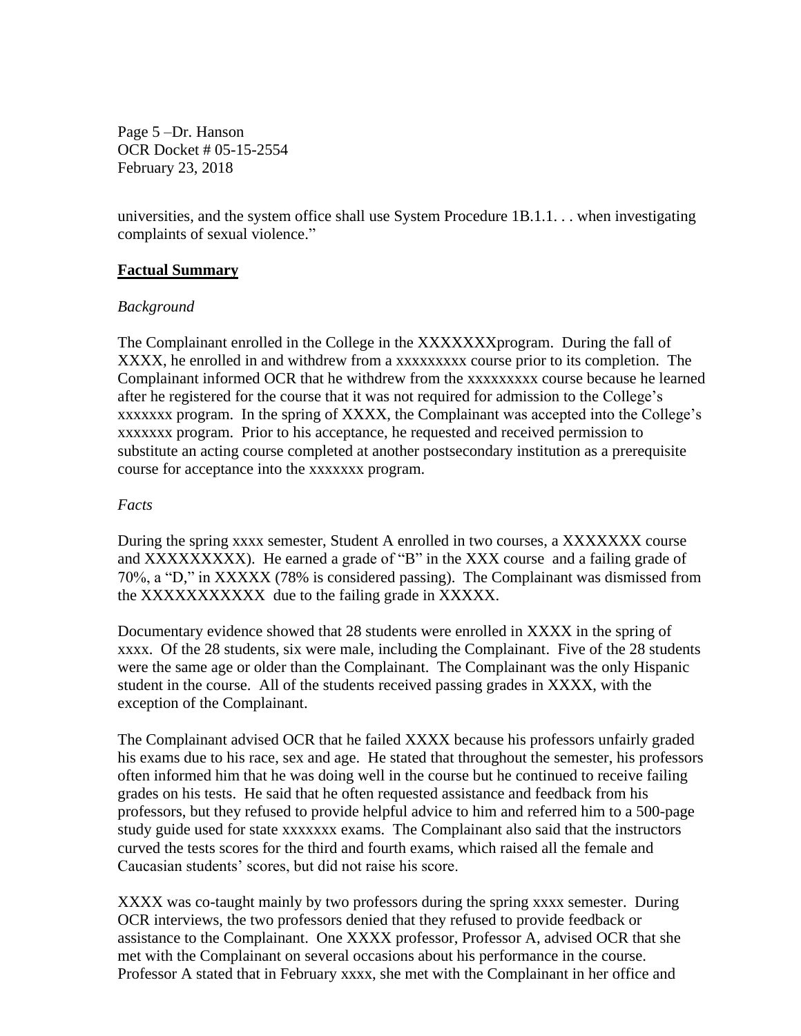universities, and the system office shall use System Procedure 1B.1.1. . . when investigating complaints of sexual violence."

## **Factual Summary**

*Background*

The Complainant enrolled in the College in the XXXXXXXprogram. During the fall of XXXX, he enrolled in and withdrew from a xxxxxxxxx course prior to its completion. The Complainant informed OCR that he withdrew from the xxxxxxxxx course because he learned after he registered for the course that it was not required for admission to the College's xxxxxxx program. In the spring of XXXX, the Complainant was accepted into the College's xxxxxxx program. Prior to his acceptance, he requested and received permission to substitute an acting course completed at another postsecondary institution as a prerequisite course for acceptance into the xxxxxxx program.

*Facts*

During the spring xxxx semester, Student A enrolled in two courses, a XXXXXXX course and XXXXXXXXX). He earned a grade of "B" in the XXX course and a failing grade of 70%, a "D," in XXXXX (78% is considered passing). The Complainant was dismissed from the XXXXXXXXXXX due to the failing grade in XXXXX.

Documentary evidence showed that 28 students were enrolled in XXXX in the spring of xxxx. Of the 28 students, six were male, including the Complainant. Five of the 28 students were the same age or older than the Complainant. The Complainant was the only Hispanic student in the course. All of the students received passing grades in XXXX, with the exception of the Complainant.

The Complainant advised OCR that he failed XXXX because his professors unfairly graded his exams due to his race, sex and age. He stated that throughout the semester, his professors often informed him that he was doing well in the course but he continued to receive failing grades on his tests. He said that he often requested assistance and feedback from his professors, but they refused to provide helpful advice to him and referred him to a 500-page study guide used for state xxxxxxx exams. The Complainant also said that the instructors curved the tests scores for the third and fourth exams, which raised all the female and Caucasian students' scores, but did not raise his score.

XXXX was co-taught mainly by two professors during the spring xxxx semester. During OCR interviews, the two professors denied that they refused to provide feedback or assistance to the Complainant. One XXXX professor, Professor A, advised OCR that she met with the Complainant on several occasions about his performance in the course. Professor A stated that in February xxxx, she met with the Complainant in her office and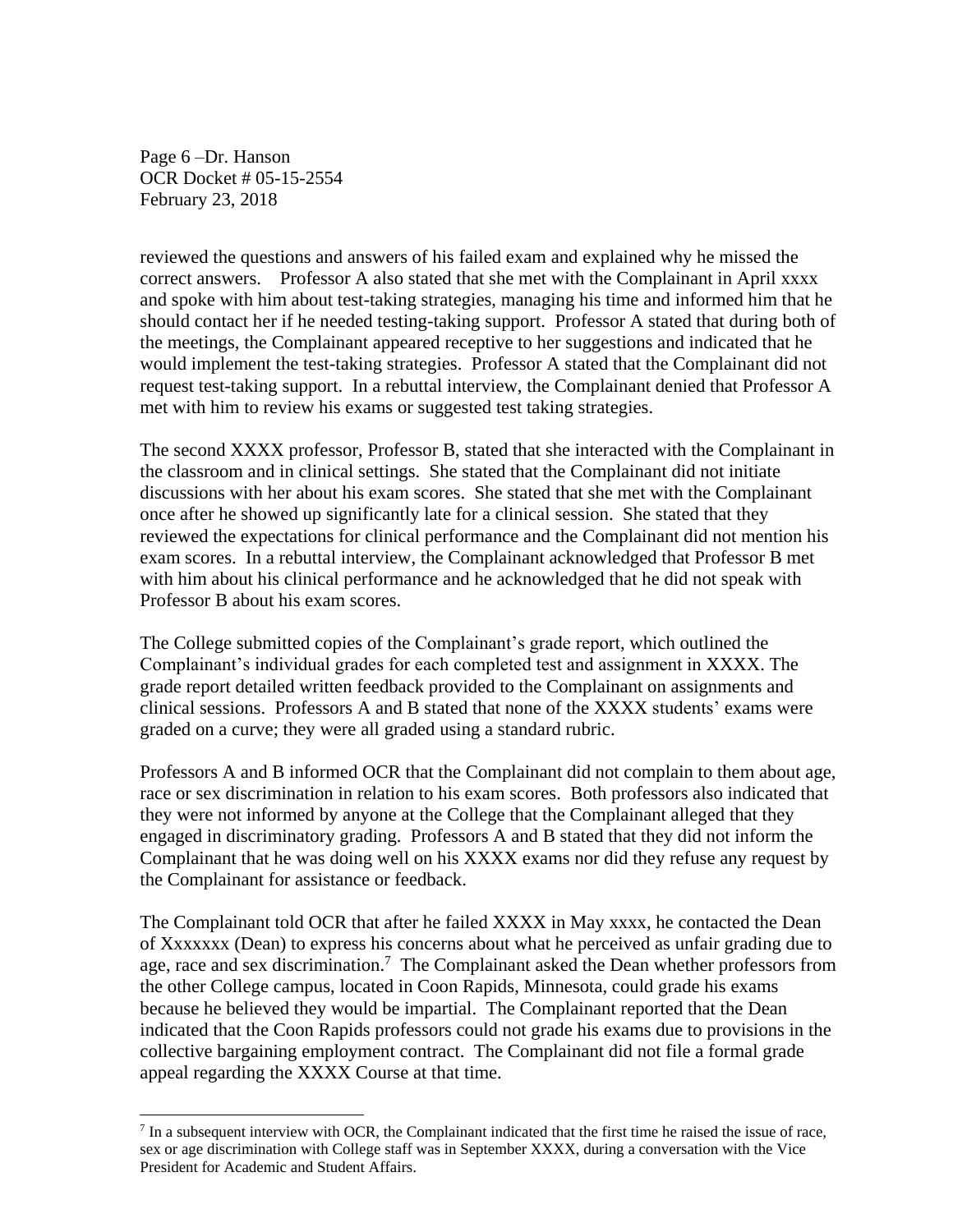reviewed the questions and answers of his failed exam and explained why he missed the correct answers. Professor A also stated that she met with the Complainant in April xxxx and spoke with him about test-taking strategies, managing his time and informed him that he should contact her if he needed testing-taking support. Professor A stated that during both of the meetings, the Complainant appeared receptive to her suggestions and indicated that he would implement the test-taking strategies. Professor A stated that the Complainant did not request test-taking support. In a rebuttal interview, the Complainant denied that Professor A met with him to review his exams or suggested test taking strategies.

The second XXXX professor, Professor B, stated that she interacted with the Complainant in the classroom and in clinical settings. She stated that the Complainant did not initiate discussions with her about his exam scores. She stated that she met with the Complainant once after he showed up significantly late for a clinical session. She stated that they reviewed the expectations for clinical performance and the Complainant did not mention his exam scores. In a rebuttal interview, the Complainant acknowledged that Professor B met with him about his clinical performance and he acknowledged that he did not speak with Professor B about his exam scores.

The College submitted copies of the Complainant's grade report, which outlined the Complainant's individual grades for each completed test and assignment in XXXX. The grade report detailed written feedback provided to the Complainant on assignments and clinical sessions. Professors A and B stated that none of the XXXX students' exams were graded on a curve; they were all graded using a standard rubric.

Professors A and B informed OCR that the Complainant did not complain to them about age, race or sex discrimination in relation to his exam scores. Both professors also indicated that they were not informed by anyone at the College that the Complainant alleged that they engaged in discriminatory grading. Professors A and B stated that they did not inform the Complainant that he was doing well on his XXXX exams nor did they refuse any request by the Complainant for assistance or feedback.

The Complainant told OCR that after he failed XXXX in May xxxx, he contacted the Dean of Xxxxxxx (Dean) to express his concerns about what he perceived as unfair grading due to age, race and sex discrimination.[7] The Complainant asked the Dean whether professors from the other College campus, located in Coon Rapids, Minnesota, could grade his exams because he believed they would be impartial. The Complainant reported that the Dean indicated that the Coon Rapids professors could not grade his exams due to provisions in the collective bargaining employment contract. The Complainant did not file a formal grade appeal regarding the XXXX Course at that time.

[7] In a subsequent interview with OCR, the Complainant indicated that the first time he raised the issue of race, sex or age discrimination with College staff was in September XXXX, during a conversation with the Vice President for Academic and Student Affairs.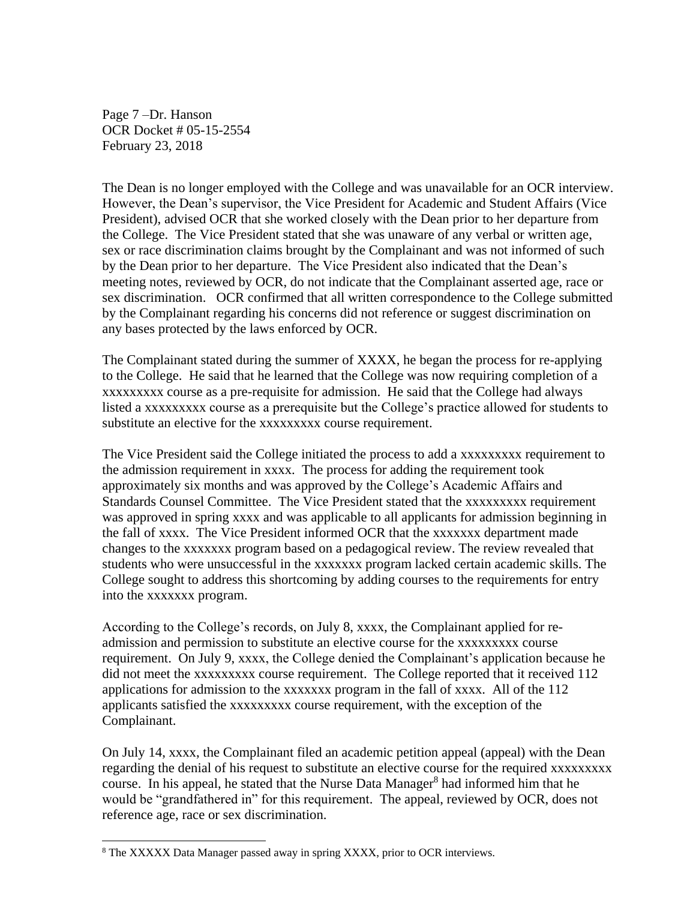The Dean is no longer employed with the College and was unavailable for an OCR interview. However, the Dean's supervisor, the Vice President for Academic and Student Affairs (Vice President), advised OCR that she worked closely with the Dean prior to her departure from the College. The Vice President stated that she was unaware of any verbal or written age, sex or race discrimination claims brought by the Complainant and was not informed of such by the Dean prior to her departure. The Vice President also indicated that the Dean's meeting notes, reviewed by OCR, do not indicate that the Complainant asserted age, race or sex discrimination. OCR confirmed that all written correspondence to the College submitted by the Complainant regarding his concerns did not reference or suggest discrimination on any bases protected by the laws enforced by OCR.

The Complainant stated during the summer of XXXX, he began the process for re-applying to the College. He said that he learned that the College was now requiring completion of a xxxxxxxxx course as a pre-requisite for admission. He said that the College had always listed a xxxxxxxxx course as a prerequisite but the College's practice allowed for students to substitute an elective for the xxxxxxxxx course requirement.

The Vice President said the College initiated the process to add a xxxxxxxxx requirement to the admission requirement in xxxx. The process for adding the requirement took approximately six months and was approved by the College's Academic Affairs and Standards Counsel Committee. The Vice President stated that the xxxxxxxxx requirement was approved in spring xxxx and was applicable to all applicants for admission beginning in the fall of xxxx. The Vice President informed OCR that the xxxxxxx department made changes to the xxxxxxx program based on a pedagogical review. The review revealed that students who were unsuccessful in the xxxxxxx program lacked certain academic skills. The College sought to address this shortcoming by adding courses to the requirements for entry into the xxxxxxx program.

According to the College's records, on July 8, xxxx, the Complainant applied for re-admission and permission to substitute an elective course for the xxxxxxxxx course requirement. On July 9, xxxx, the College denied the Complainant's application because he did not meet the xxxxxxxxx course requirement. The College reported that it received 112 applications for admission to the xxxxxxx program in the fall of xxxx. All of the 112 applicants satisfied the xxxxxxxxx course requirement, with the exception of the Complainant.

On July 14, xxxx, the Complainant filed an academic petition appeal (appeal) with the Dean regarding the denial of his request to substitute an elective course for the required xxxxxxxxx course. In his appeal, he stated that the Nurse Data Manager[8] had informed him that he would be "grandfathered in" for this requirement. The appeal, reviewed by OCR, does not reference age, race or sex discrimination.

[8] The XXXXX Data Manager passed away in spring XXXX, prior to OCR interviews.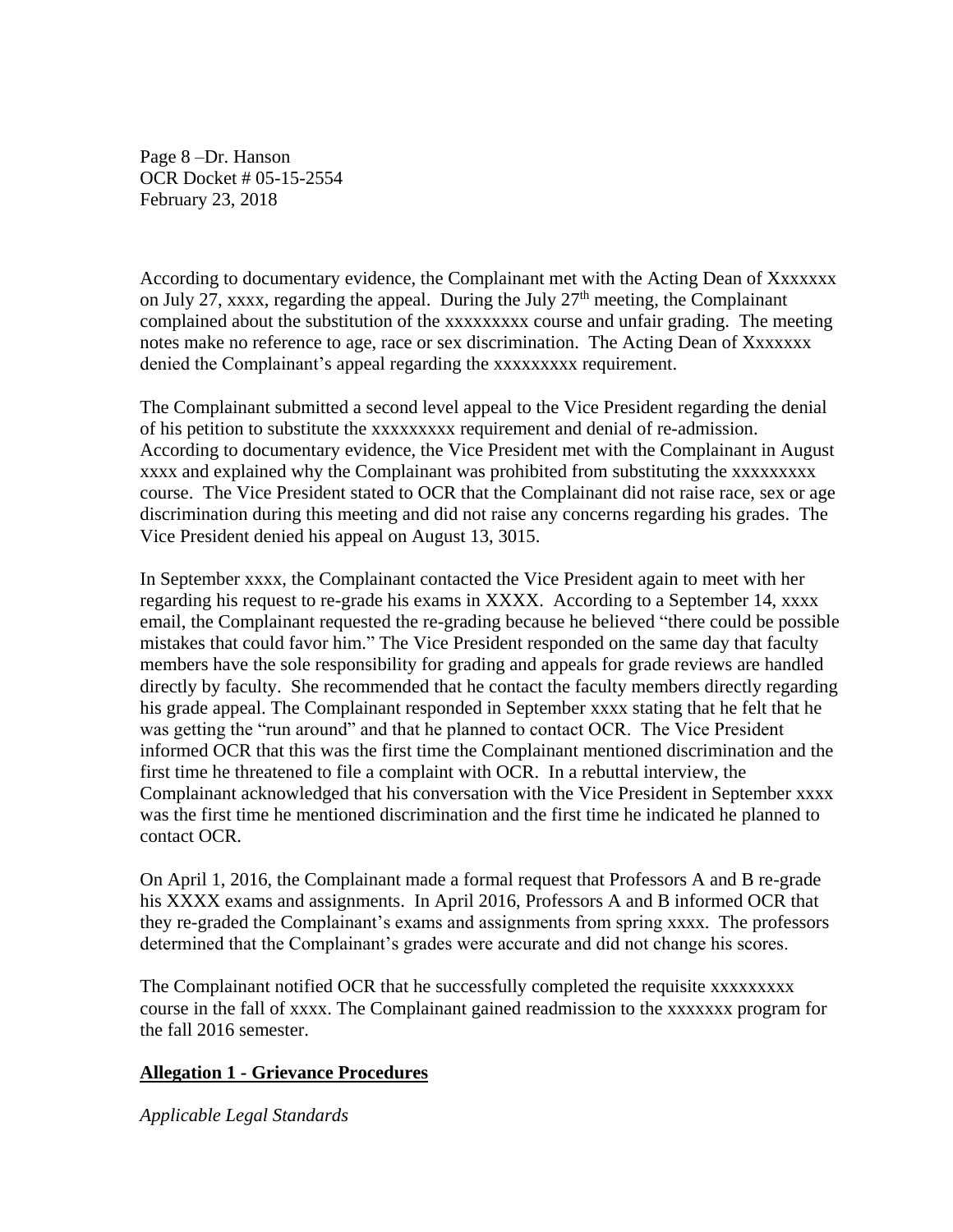According to documentary evidence, the Complainant met with the Acting Dean of Xxxxxxx on July 27, xxxx, regarding the appeal. During the July 27th meeting, the Complainant complained about the substitution of the xxxxxxxxx course and unfair grading. The meeting notes make no reference to age, race or sex discrimination. The Acting Dean of Xxxxxxx denied the Complainant's appeal regarding the xxxxxxxxx requirement.

The Complainant submitted a second level appeal to the Vice President regarding the denial of his petition to substitute the xxxxxxxxx requirement and denial of re-admission. According to documentary evidence, the Vice President met with the Complainant in August xxxx and explained why the Complainant was prohibited from substituting the xxxxxxxxx course. The Vice President stated to OCR that the Complainant did not raise race, sex or age discrimination during this meeting and did not raise any concerns regarding his grades. The Vice President denied his appeal on August 13, 3015.

In September xxxx, the Complainant contacted the Vice President again to meet with her regarding his request to re-grade his exams in XXXX. According to a September 14, xxxx email, the Complainant requested the re-grading because he believed "there could be possible mistakes that could favor him." The Vice President responded on the same day that faculty members have the sole responsibility for grading and appeals for grade reviews are handled directly by faculty. She recommended that he contact the faculty members directly regarding his grade appeal. The Complainant responded in September xxxx stating that he felt that he was getting the "run around" and that he planned to contact OCR. The Vice President informed OCR that this was the first time the Complainant mentioned discrimination and the first time he threatened to file a complaint with OCR. In a rebuttal interview, the Complainant acknowledged that his conversation with the Vice President in September xxxx was the first time he mentioned discrimination and the first time he indicated he planned to contact OCR.

On April 1, 2016, the Complainant made a formal request that Professors A and B re-grade his XXXX exams and assignments. In April 2016, Professors A and B informed OCR that they re-graded the Complainant's exams and assignments from spring xxxx. The professors determined that the Complainant's grades were accurate and did not change his scores.

The Complainant notified OCR that he successfully completed the requisite xxxxxxxxx course in the fall of xxxx. The Complainant gained readmission to the xxxxxxx program for the fall 2016 semester.

**Allegation 1 - Grievance Procedures**

*Applicable Legal Standards*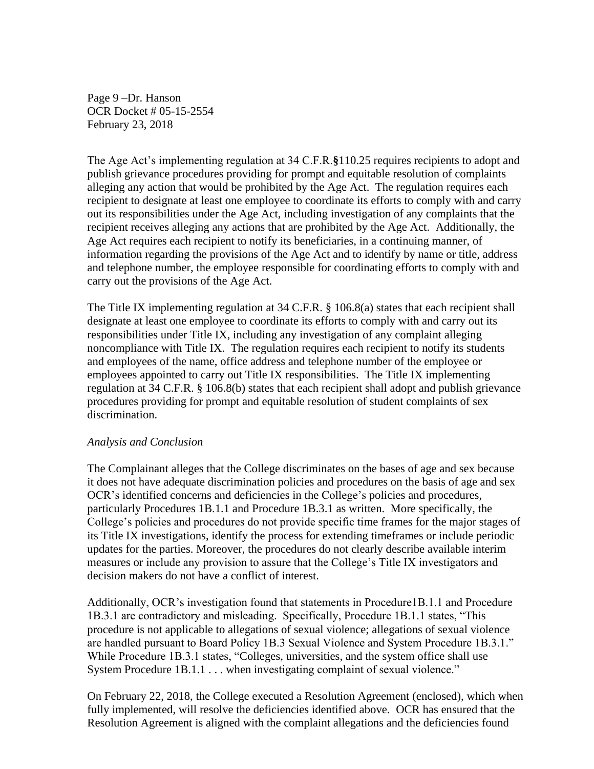The Age Act's implementing regulation at 34 C.F.R.§110.25 requires recipients to adopt and publish grievance procedures providing for prompt and equitable resolution of complaints alleging any action that would be prohibited by the Age Act. The regulation requires each recipient to designate at least one employee to coordinate its efforts to comply with and carry out its responsibilities under the Age Act, including investigation of any complaints that the recipient receives alleging any actions that are prohibited by the Age Act. Additionally, the Age Act requires each recipient to notify its beneficiaries, in a continuing manner, of information regarding the provisions of the Age Act and to identify by name or title, address and telephone number, the employee responsible for coordinating efforts to comply with and carry out the provisions of the Age Act.

The Title IX implementing regulation at 34 C.F.R. § 106.8(a) states that each recipient shall designate at least one employee to coordinate its efforts to comply with and carry out its responsibilities under Title IX, including any investigation of any complaint alleging noncompliance with Title IX. The regulation requires each recipient to notify its students and employees of the name, office address and telephone number of the employee or employees appointed to carry out Title IX responsibilities. The Title IX implementing regulation at 34 C.F.R. § 106.8(b) states that each recipient shall adopt and publish grievance procedures providing for prompt and equitable resolution of student complaints of sex discrimination.

*Analysis and Conclusion*

The Complainant alleges that the College discriminates on the bases of age and sex because it does not have adequate discrimination policies and procedures on the basis of age and sex OCR's identified concerns and deficiencies in the College's policies and procedures, particularly Procedures 1B.1.1 and Procedure 1B.3.1 as written. More specifically, the College's policies and procedures do not provide specific time frames for the major stages of its Title IX investigations, identify the process for extending timeframes or include periodic updates for the parties. Moreover, the procedures do not clearly describe available interim measures or include any provision to assure that the College's Title IX investigators and decision makers do not have a conflict of interest.

Additionally, OCR's investigation found that statements in Procedure1B.1.1 and Procedure 1B.3.1 are contradictory and misleading. Specifically, Procedure 1B.1.1 states, "This procedure is not applicable to allegations of sexual violence; allegations of sexual violence are handled pursuant to Board Policy 1B.3 Sexual Violence and System Procedure 1B.3.1." While Procedure 1B.3.1 states, "Colleges, universities, and the system office shall use System Procedure 1B.1.1 . . . when investigating complaint of sexual violence."

On February 22, 2018, the College executed a Resolution Agreement (enclosed), which when fully implemented, will resolve the deficiencies identified above. OCR has ensured that the Resolution Agreement is aligned with the complaint allegations and the deficiencies found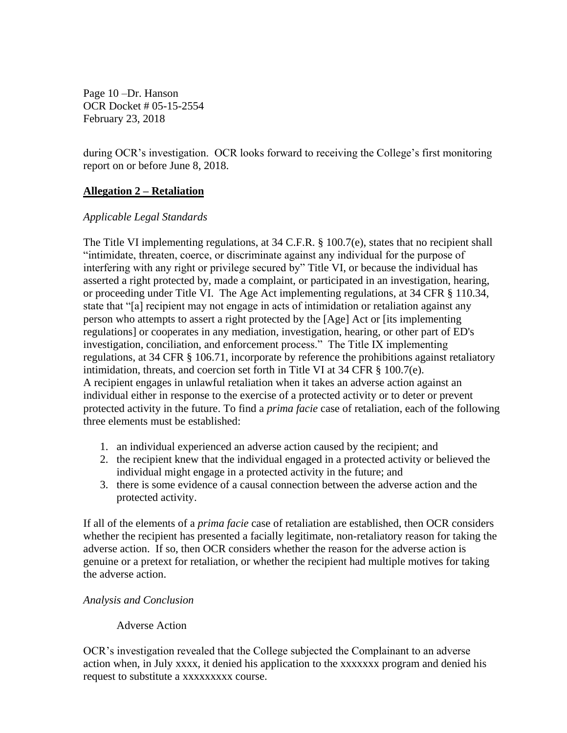during OCR's investigation. OCR looks forward to receiving the College's first monitoring report on or before June 8, 2018.

## **Allegation 2 – Retaliation**

*Applicable Legal Standards*

The Title VI implementing regulations, at 34 C.F.R. § 100.7(e), states that no recipient shall "intimidate, threaten, coerce, or discriminate against any individual for the purpose of interfering with any right or privilege secured by" Title VI, or because the individual has asserted a right protected by, made a complaint, or participated in an investigation, hearing, or proceeding under Title VI. The Age Act implementing regulations, at 34 CFR § 110.34, state that "[a] recipient may not engage in acts of intimidation or retaliation against any person who attempts to assert a right protected by the [Age] Act or [its implementing regulations] or cooperates in any mediation, investigation, hearing, or other part of ED's investigation, conciliation, and enforcement process." The Title IX implementing regulations, at 34 CFR § 106.71, incorporate by reference the prohibitions against retaliatory intimidation, threats, and coercion set forth in Title VI at 34 CFR § 100.7(e).
A recipient engages in unlawful retaliation when it takes an adverse action against an individual either in response to the exercise of a protected activity or to deter or prevent protected activity in the future. To find a *prima facie* case of retaliation, each of the following three elements must be established:

1. an individual experienced an adverse action caused by the recipient; and
2. the recipient knew that the individual engaged in a protected activity or believed the individual might engage in a protected activity in the future; and
3. there is some evidence of a causal connection between the adverse action and the protected activity.

If all of the elements of a *prima facie* case of retaliation are established, then OCR considers whether the recipient has presented a facially legitimate, non-retaliatory reason for taking the adverse action. If so, then OCR considers whether the reason for the adverse action is genuine or a pretext for retaliation, or whether the recipient had multiple motives for taking the adverse action.

*Analysis and Conclusion*

Adverse Action

OCR's investigation revealed that the College subjected the Complainant to an adverse action when, in July xxxx, it denied his application to the xxxxxxx program and denied his request to substitute a xxxxxxxxx course.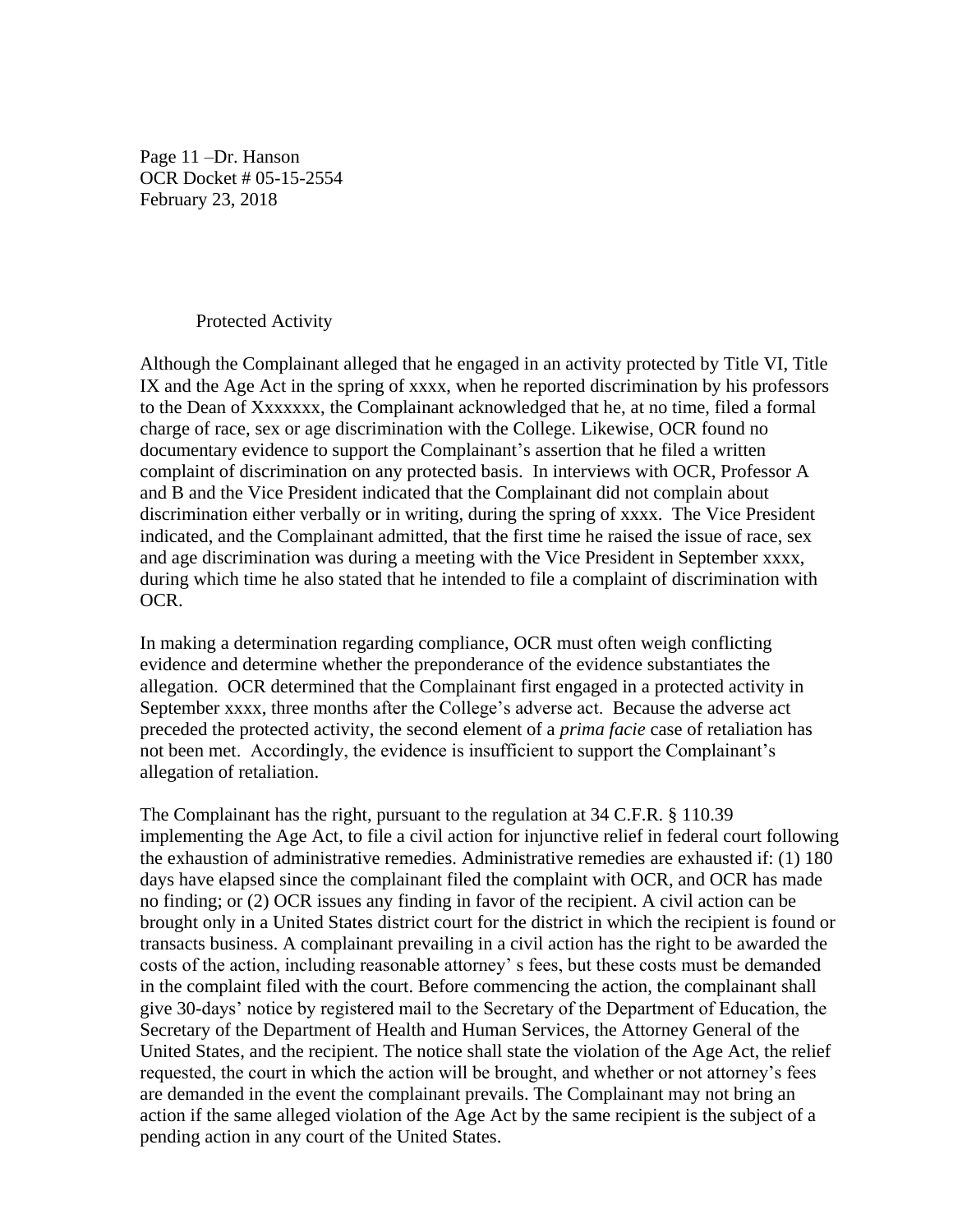Protected Activity

Although the Complainant alleged that he engaged in an activity protected by Title VI, Title IX and the Age Act in the spring of xxxx, when he reported discrimination by his professors to the Dean of Xxxxxxx, the Complainant acknowledged that he, at no time, filed a formal charge of race, sex or age discrimination with the College. Likewise, OCR found no documentary evidence to support the Complainant's assertion that he filed a written complaint of discrimination on any protected basis. In interviews with OCR, Professor A and B and the Vice President indicated that the Complainant did not complain about discrimination either verbally or in writing, during the spring of xxxx. The Vice President indicated, and the Complainant admitted, that the first time he raised the issue of race, sex and age discrimination was during a meeting with the Vice President in September xxxx, during which time he also stated that he intended to file a complaint of discrimination with OCR.

In making a determination regarding compliance, OCR must often weigh conflicting evidence and determine whether the preponderance of the evidence substantiates the allegation. OCR determined that the Complainant first engaged in a protected activity in September xxxx, three months after the College's adverse act. Because the adverse act preceded the protected activity, the second element of a *prima facie* case of retaliation has not been met. Accordingly, the evidence is insufficient to support the Complainant's allegation of retaliation.

The Complainant has the right, pursuant to the regulation at 34 C.F.R. § 110.39 implementing the Age Act, to file a civil action for injunctive relief in federal court following the exhaustion of administrative remedies. Administrative remedies are exhausted if: (1) 180 days have elapsed since the complainant filed the complaint with OCR, and OCR has made no finding; or (2) OCR issues any finding in favor of the recipient. A civil action can be brought only in a United States district court for the district in which the recipient is found or transacts business. A complainant prevailing in a civil action has the right to be awarded the costs of the action, including reasonable attorney' s fees, but these costs must be demanded in the complaint filed with the court. Before commencing the action, the complainant shall give 30-days' notice by registered mail to the Secretary of the Department of Education, the Secretary of the Department of Health and Human Services, the Attorney General of the United States, and the recipient. The notice shall state the violation of the Age Act, the relief requested, the court in which the action will be brought, and whether or not attorney's fees are demanded in the event the complainant prevails. The Complainant may not bring an action if the same alleged violation of the Age Act by the same recipient is the subject of a pending action in any court of the United States.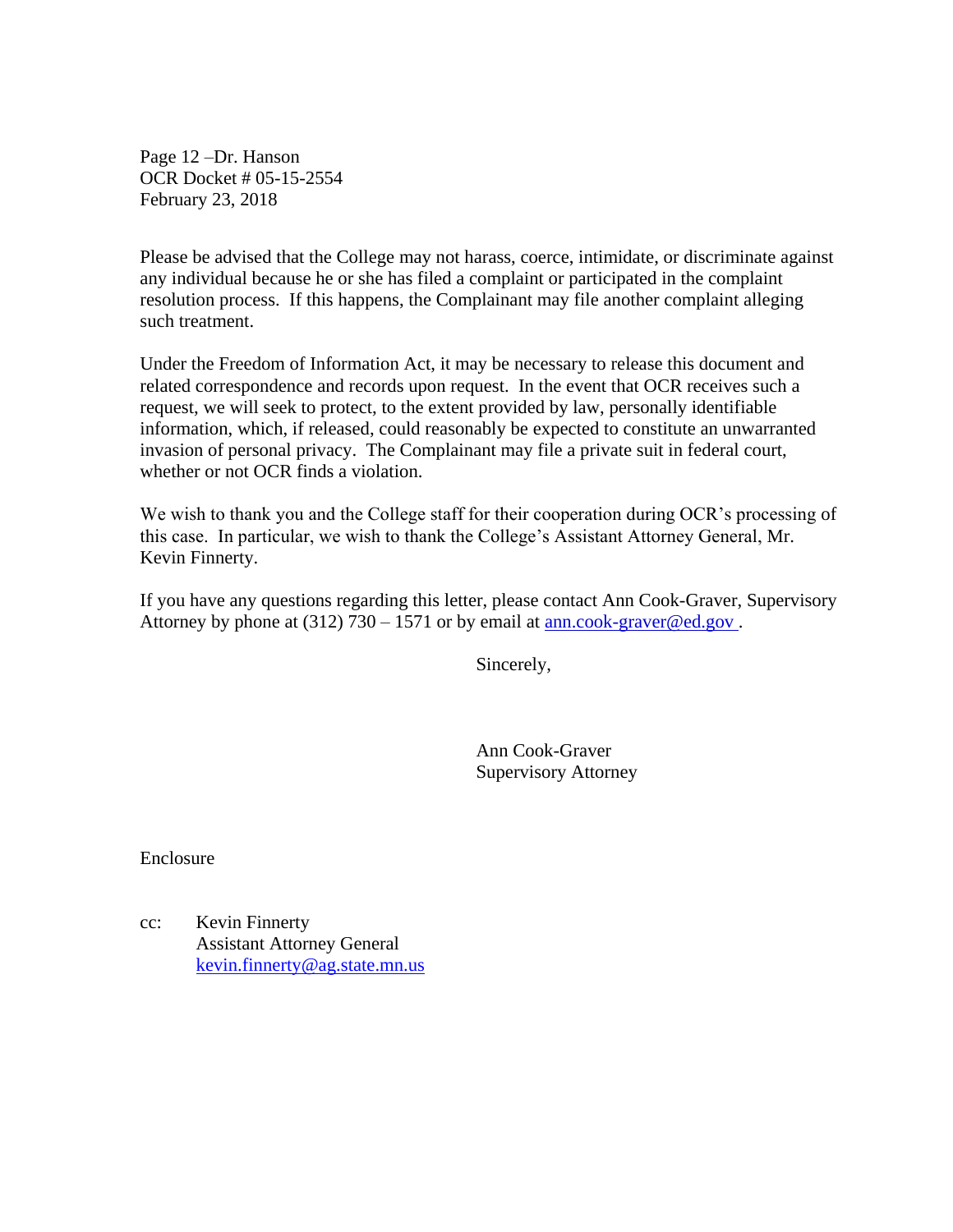Please be advised that the College may not harass, coerce, intimidate, or discriminate against any individual because he or she has filed a complaint or participated in the complaint resolution process. If this happens, the Complainant may file another complaint alleging such treatment.

Under the Freedom of Information Act, it may be necessary to release this document and related correspondence and records upon request. In the event that OCR receives such a request, we will seek to protect, to the extent provided by law, personally identifiable information, which, if released, could reasonably be expected to constitute an unwarranted invasion of personal privacy. The Complainant may file a private suit in federal court, whether or not OCR finds a violation.

We wish to thank you and the College staff for their cooperation during OCR's processing of this case. In particular, we wish to thank the College's Assistant Attorney General, Mr. Kevin Finnerty.

If you have any questions regarding this letter, please contact Ann Cook-Graver, Supervisory Attorney by phone at (312) 730 – 1571 or by email at ann.cook-graver@ed.gov .

Sincerely,

Ann Cook-Graver
Supervisory Attorney

Enclosure

cc: Kevin Finnerty
Assistant Attorney General
kevin.finnerty@ag.state.mn.us